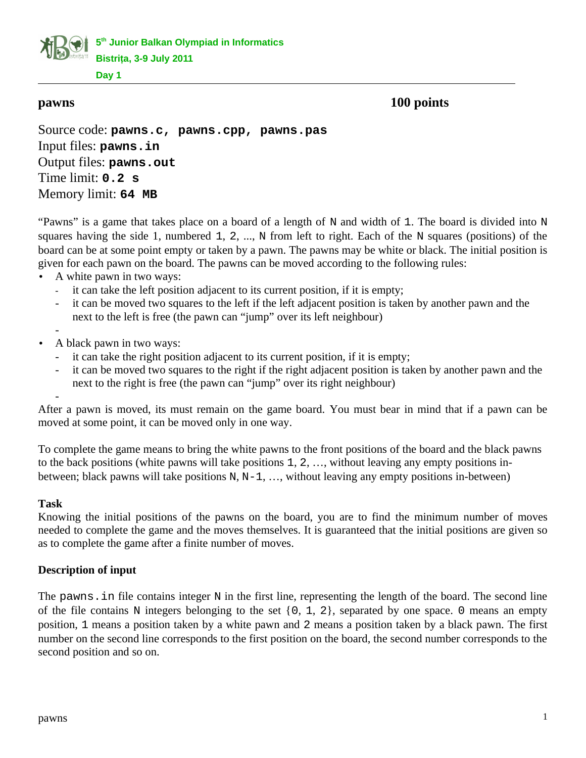**pawns** **100 points**

Source code: **pawns.c, pawns.cpp, pawns.pas**
Input files: **pawns.in**
Output files: **pawns.out**
Time limit: **0.2 s**
Memory limit: **64 MB**

"Pawns" is a game that takes place on a board of a length of N and width of 1. The board is divided into N squares having the side 1, numbered 1, 2, ..., N from left to right. Each of the N squares (positions) of the board can be at some point empty or taken by a pawn. The pawns may be white or black. The initial position is given for each pawn on the board. The pawns can be moved according to the following rules:

- A white pawn in two ways:
  - it can take the left position adjacent to its current position, if it is empty;
  - it can be moved two squares to the left if the left adjacent position is taken by another pawn and the next to the left is free (the pawn can "jump" over its left neighbour)
  -
- A black pawn in two ways:
  - it can take the right position adjacent to its current position, if it is empty;
  - it can be moved two squares to the right if the right adjacent position is taken by another pawn and the next to the right is free (the pawn can "jump" over its right neighbour)
  -

After a pawn is moved, its must remain on the game board. You must bear in mind that if a pawn can be moved at some point, it can be moved only in one way.

To complete the game means to bring the white pawns to the front positions of the board and the black pawns to the back positions (white pawns will take positions 1, 2, …, without leaving any empty positions in-between; black pawns will take positions N, N-1, …, without leaving any empty positions in-between)

**Task**

Knowing the initial positions of the pawns on the board, you are to find the minimum number of moves needed to complete the game and the moves themselves. It is guaranteed that the initial positions are given so as to complete the game after a finite number of moves.

**Description of input**

The pawns.in file contains integer N in the first line, representing the length of the board. The second line of the file contains N integers belonging to the set {0, 1, 2}, separated by one space. 0 means an empty position, 1 means a position taken by a white pawn and 2 means a position taken by a black pawn. The first number on the second line corresponds to the first position on the board, the second number corresponds to the second position and so on.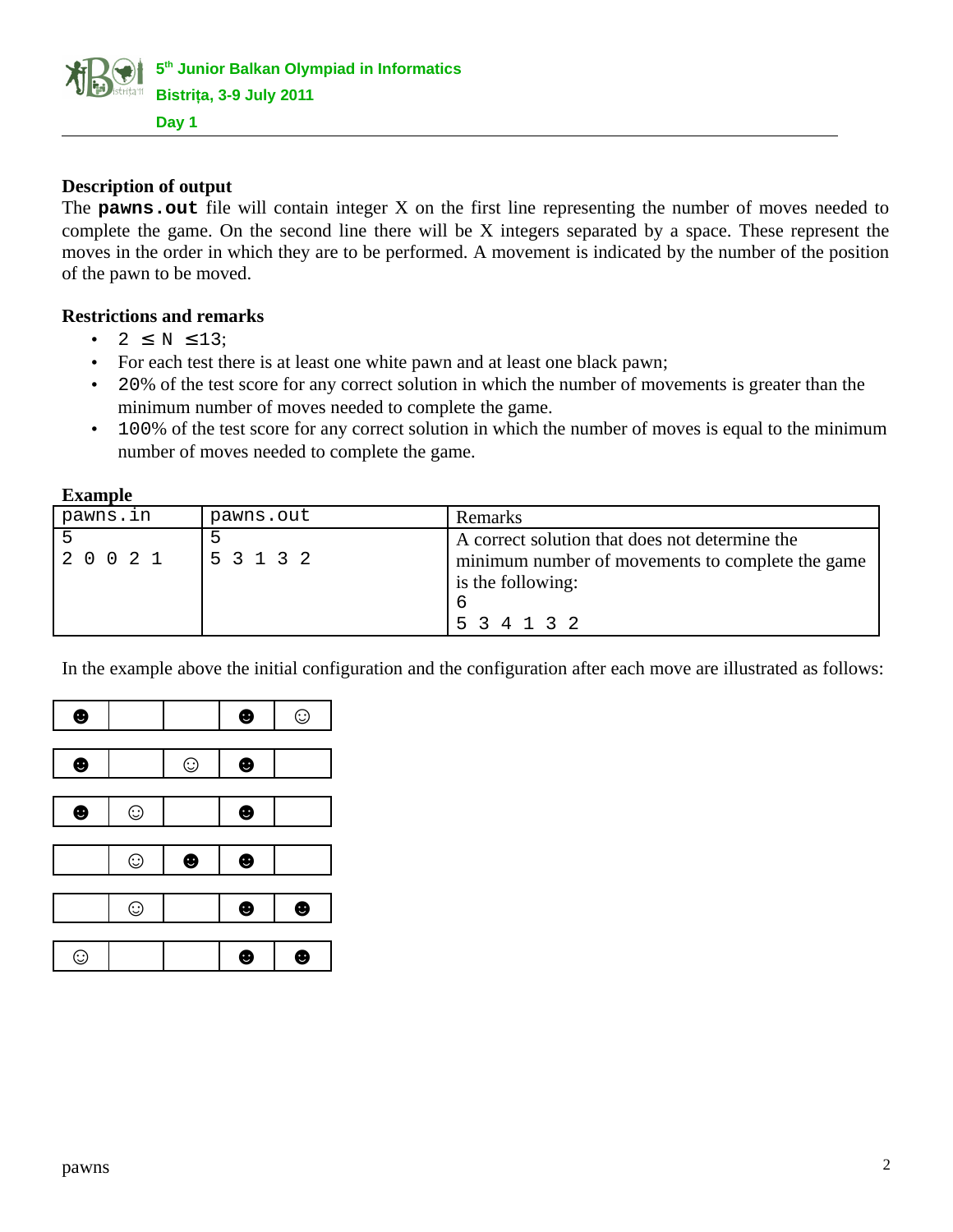### Description of output

The **pawns.out** file will contain integer X on the first line representing the number of moves needed to complete the game. On the second line there will be X integers separated by a space. These represent the moves in the order in which they are to be performed. A movement is indicated by the number of the position of the pawn to be moved.

### Restrictions and remarks

- 2 ≤ N ≤13;
- For each test there is at least one white pawn and at least one black pawn;
- 20% of the test score for any correct solution in which the number of movements is greater than the minimum number of moves needed to complete the game.
- 100% of the test score for any correct solution in which the number of moves is equal to the minimum number of moves needed to complete the game.

### Example

| pawns.in | pawns.out | Remarks |
|---|---|---|
| 5<br>2 0 0 2 1 | 5<br>5 3 1 3 2 | A correct solution that does not determine the minimum number of movements to complete the game is the following:<br>6<br>5 3 4 1 3 2 |

In the example above the initial configuration and the configuration after each move are illustrated as follows:

| | | | | |
|---|---|---|---|---|
| ☻ | | | ☻ | ☺ |

| | | | | |
|---|---|---|---|---|
| ☻ | | ☺ | ☻ | |

| | | | | |
|---|---|---|---|---|
| ☻ | ☺ | | ☻ | |

| | | | | |
|---|---|---|---|---|
| | ☺ | ☻ | ☻ | |

| | | | | |
|---|---|---|---|---|
| | ☺ | | ☻ | ☻ |

| | | | | |
|---|---|---|---|---|
| ☺ | | | ☻ | ☻ |